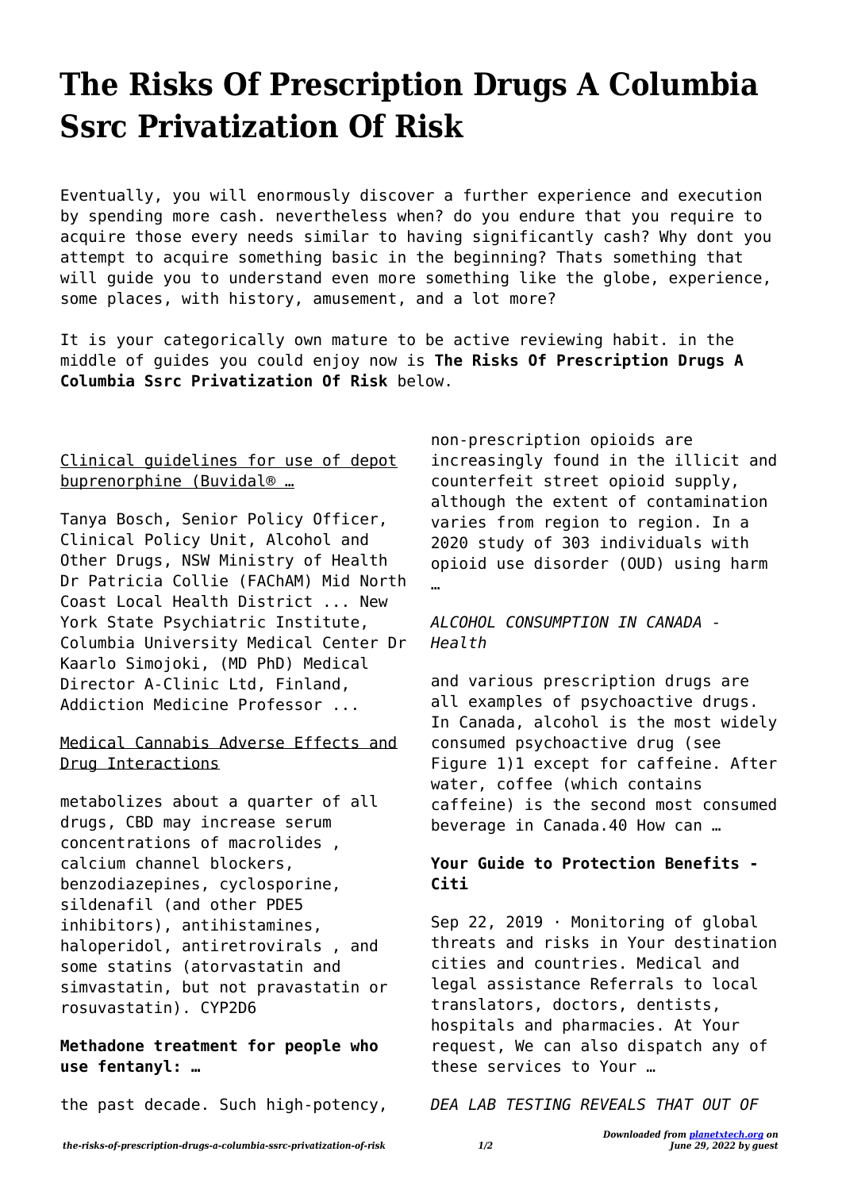# The Risks Of Prescription Drugs A Columbia Ssrc Privatization Of Risk

Eventually, you will enormously discover a further experience and execution by spending more cash. nevertheless when? do you endure that you require to acquire those every needs similar to having significantly cash? Why dont you attempt to acquire something basic in the beginning? Thats something that will guide you to understand even more something like the globe, experience, some places, with history, amusement, and a lot more?

It is your categorically own mature to be active reviewing habit. in the middle of guides you could enjoy now is **The Risks Of Prescription Drugs A Columbia Ssrc Privatization Of Risk** below.

Clinical guidelines for use of depot buprenorphine (Buvidal® …

Tanya Bosch, Senior Policy Officer, Clinical Policy Unit, Alcohol and Other Drugs, NSW Ministry of Health Dr Patricia Collie (FAChAM) Mid North Coast Local Health District ... New York State Psychiatric Institute, Columbia University Medical Center Dr Kaarlo Simojoki, (MD PhD) Medical Director A-Clinic Ltd, Finland, Addiction Medicine Professor ...

Medical Cannabis Adverse Effects and Drug Interactions

metabolizes about a quarter of all drugs, CBD may increase serum concentrations of macrolides , calcium channel blockers, benzodiazepines, cyclosporine, sildenafil (and other PDE5 inhibitors), antihistamines, haloperidol, antiretrovirals , and some statins (atorvastatin and simvastatin, but not pravastatin or rosuvastatin). CYP2D6

**Methadone treatment for people who use fentanyl: …**

the past decade. Such high-potency, non-prescription opioids are increasingly found in the illicit and counterfeit street opioid supply, although the extent of contamination varies from region to region. In a 2020 study of 303 individuals with opioid use disorder (OUD) using harm …

*ALCOHOL CONSUMPTION IN CANADA - Health*

and various prescription drugs are all examples of psychoactive drugs. In Canada, alcohol is the most widely consumed psychoactive drug (see Figure 1)1 except for caffeine. After water, coffee (which contains caffeine) is the second most consumed beverage in Canada.40 How can …

**Your Guide to Protection Benefits - Citi**

Sep 22, 2019 · Monitoring of global threats and risks in Your destination cities and countries. Medical and legal assistance Referrals to local translators, doctors, dentists, hospitals and pharmacies. At Your request, We can also dispatch any of these services to Your …

*DEA LAB TESTING REVEALS THAT OUT OF*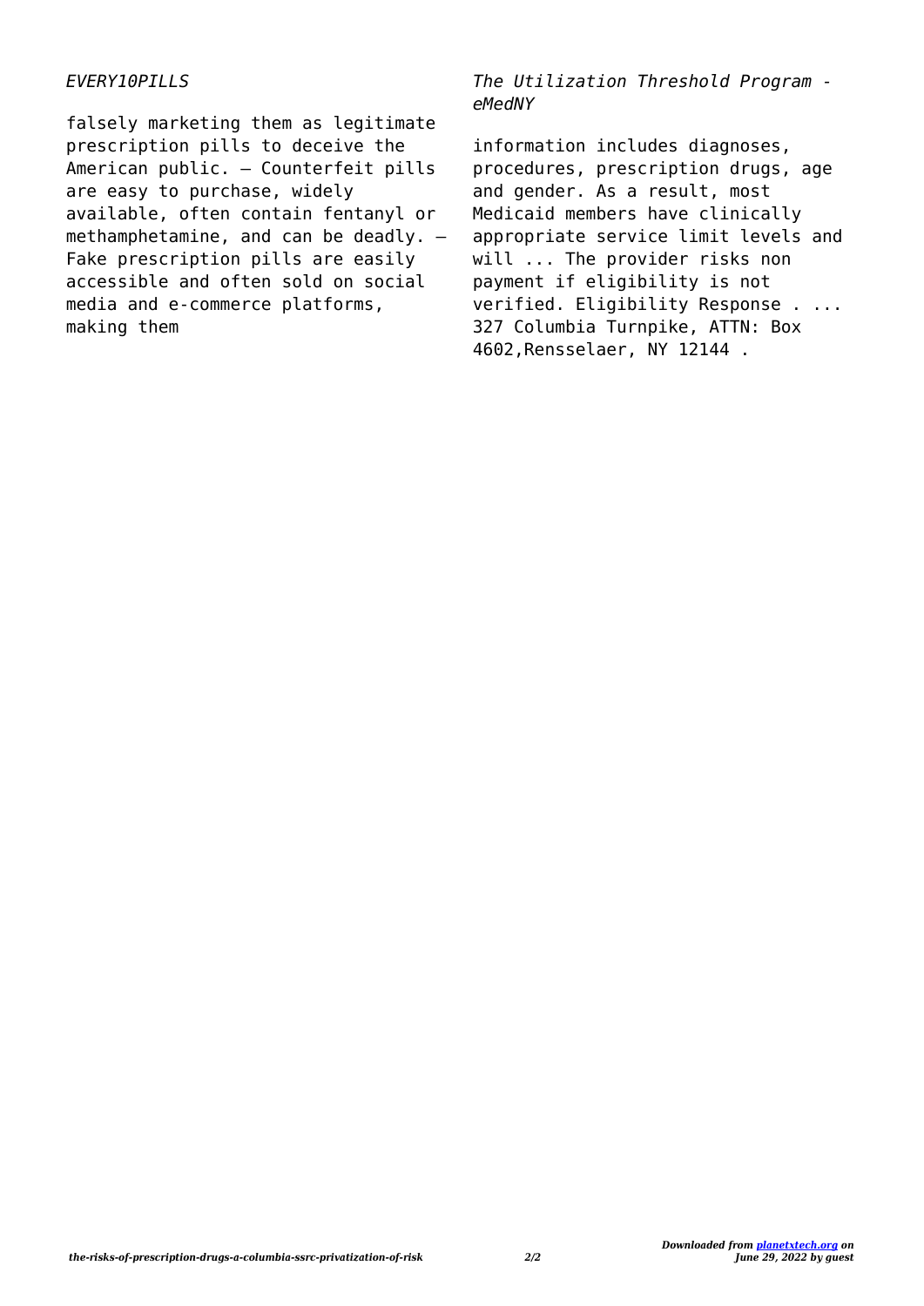*EVERY10PILLS*

falsely marketing them as legitimate prescription pills to deceive the American public. – Counterfeit pills are easy to purchase, widely available, often contain fentanyl or methamphetamine, and can be deadly. – Fake prescription pills are easily accessible and often sold on social media and e-commerce platforms, making them

*The Utilization Threshold Program - eMedNY*

information includes diagnoses, procedures, prescription drugs, age and gender. As a result, most Medicaid members have clinically appropriate service limit levels and will ... The provider risks non payment if eligibility is not verified. Eligibility Response . ... 327 Columbia Turnpike, ATTN: Box 4602,Rensselaer, NY 12144 .